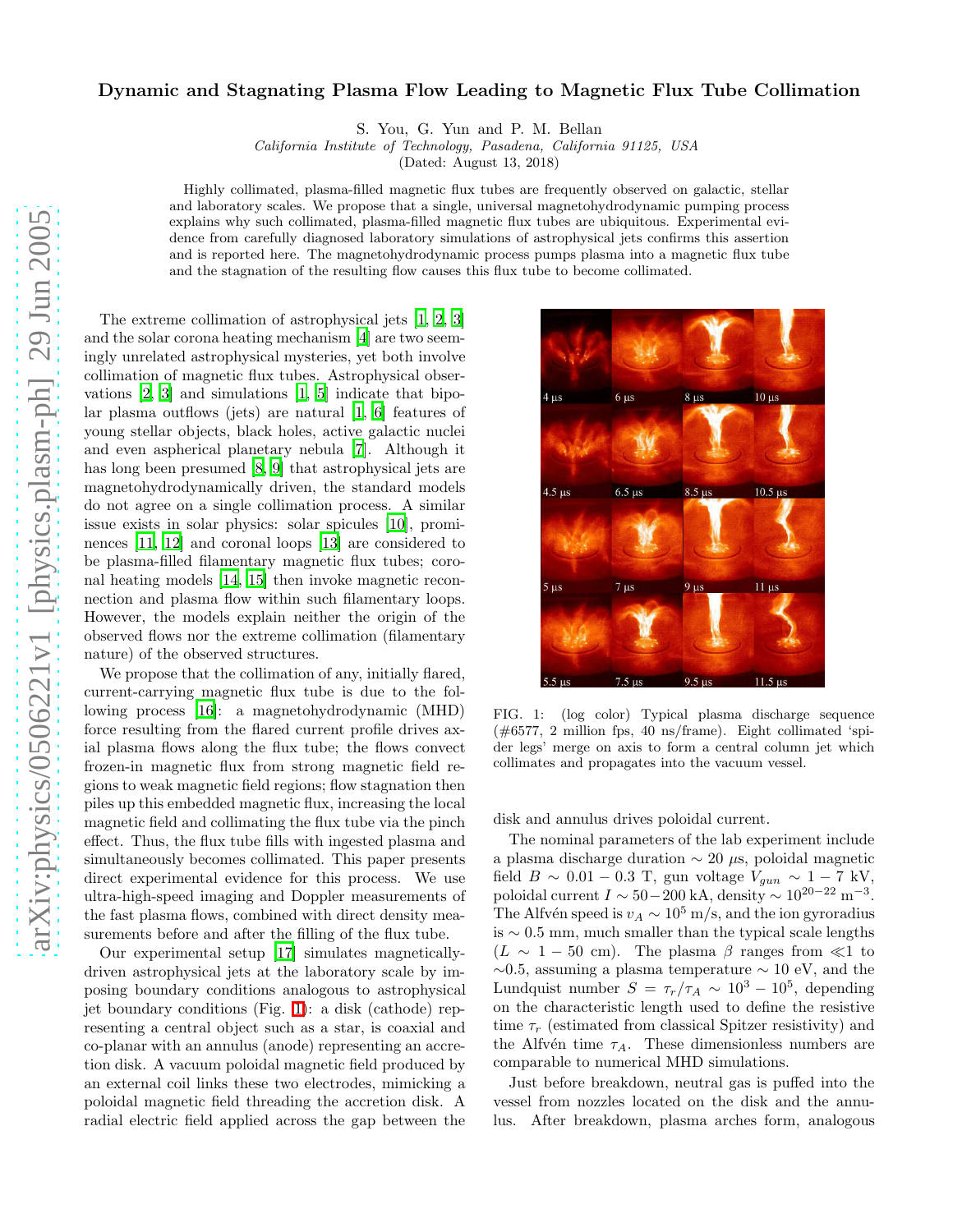# Dynamic and Stagnating Plasma Flow Leading to Magnetic Flux Tube Collimation

S. You, G. Yun and P. M. Bellan

*California Institute of Technology, Pasadena, California 91125, USA*

(Dated: August 13, 2018)

Highly collimated, plasma-filled magnetic flux tubes are frequently observed on galactic, stellar and laboratory scales. We propose that a single, universal magnetohydrodynamic pumping process explains why such collimated, plasma-filled magnetic flux tubes are ubiquitous. Experimental evidence from carefully diagnosed laboratory simulations of astrophysical jets confirms this assertion and is reported here. The magnetohydrodynamic process pumps plasma into a magnetic flux tube and the stagnation of the resulting flow causes this flux tube to become collimated.

The extreme collimation of astrophysical jets [1, 2, 3] and the solar corona heating mechanism [4] are two seemingly unrelated astrophysical mysteries, yet both involve collimation of magnetic flux tubes. Astrophysical observations [2, 3] and simulations [1, 5] indicate that bipolar plasma outflows (jets) are natural [1, 6] features of young stellar objects, black holes, active galactic nuclei and even aspherical planetary nebula [7]. Although it has long been presumed [8, 9] that astrophysical jets are magnetohydrodynamically driven, the standard models do not agree on a single collimation process. A similar issue exists in solar physics: solar spicules [10], prominences [11, 12] and coronal loops [13] are considered to be plasma-filled filamentary magnetic flux tubes; coronal heating models [14, 15] then invoke magnetic reconnection and plasma flow within such filamentary loops. However, the models explain neither the origin of the observed flows nor the extreme collimation (filamentary nature) of the observed structures.

We propose that the collimation of any, initially flared, current-carrying magnetic flux tube is due to the following process [16]: a magnetohydrodynamic (MHD) force resulting from the flared current profile drives axial plasma flows along the flux tube; the flows convect frozen-in magnetic flux from strong magnetic field regions to weak magnetic field regions; flow stagnation then piles up this embedded magnetic flux, increasing the local magnetic field and collimating the flux tube via the pinch effect. Thus, the flux tube fills with ingested plasma and simultaneously becomes collimated. This paper presents direct experimental evidence for this process. We use ultra-high-speed imaging and Doppler measurements of the fast plasma flows, combined with direct density measurements before and after the filling of the flux tube.

Our experimental setup [17] simulates magnetically-driven astrophysical jets at the laboratory scale by imposing boundary conditions analogous to astrophysical jet boundary conditions (Fig. 1): a disk (cathode) representing a central object such as a star, is coaxial and co-planar with an annulus (anode) representing an accretion disk. A vacuum poloidal magnetic field produced by an external coil links these two electrodes, mimicking a poloidal magnetic field threading the accretion disk. A radial electric field applied across the gap between the disk and annulus drives poloidal current.

FIG. 1: (log color) Typical plasma discharge sequence (#6577, 2 million fps, 40 ns/frame). Eight collimated 'spider legs' merge on axis to form a central column jet which collimates and propagates into the vacuum vessel.

The nominal parameters of the lab experiment include a plasma discharge duration $\sim 20$ $\mu$s, poloidal magnetic field $B \sim 0.01 - 0.3$ T, gun voltage $V_{gun} \sim 1 - 7$ kV, poloidal current $I \sim 50 - 200$ kA, density $\sim 10^{20-22}$ m$^{-3}$. The Alfvén speed is $v_A \sim 10^5$ m/s, and the ion gyroradius is $\sim 0.5$ mm, much smaller than the typical scale lengths ($L \sim 1 - 50$ cm). The plasma $\beta$ ranges from $\ll 1$ to $\sim 0.5$, assuming a plasma temperature $\sim 10$ eV, and the Lundquist number $S = \tau_r/\tau_A \sim 10^3 - 10^5$, depending on the characteristic length used to define the resistive time $\tau_r$ (estimated from classical Spitzer resistivity) and the Alfvén time $\tau_A$. These dimensionless numbers are comparable to numerical MHD simulations.

Just before breakdown, neutral gas is puffed into the vessel from nozzles located on the disk and the annulus. After breakdown, plasma arches form, analogous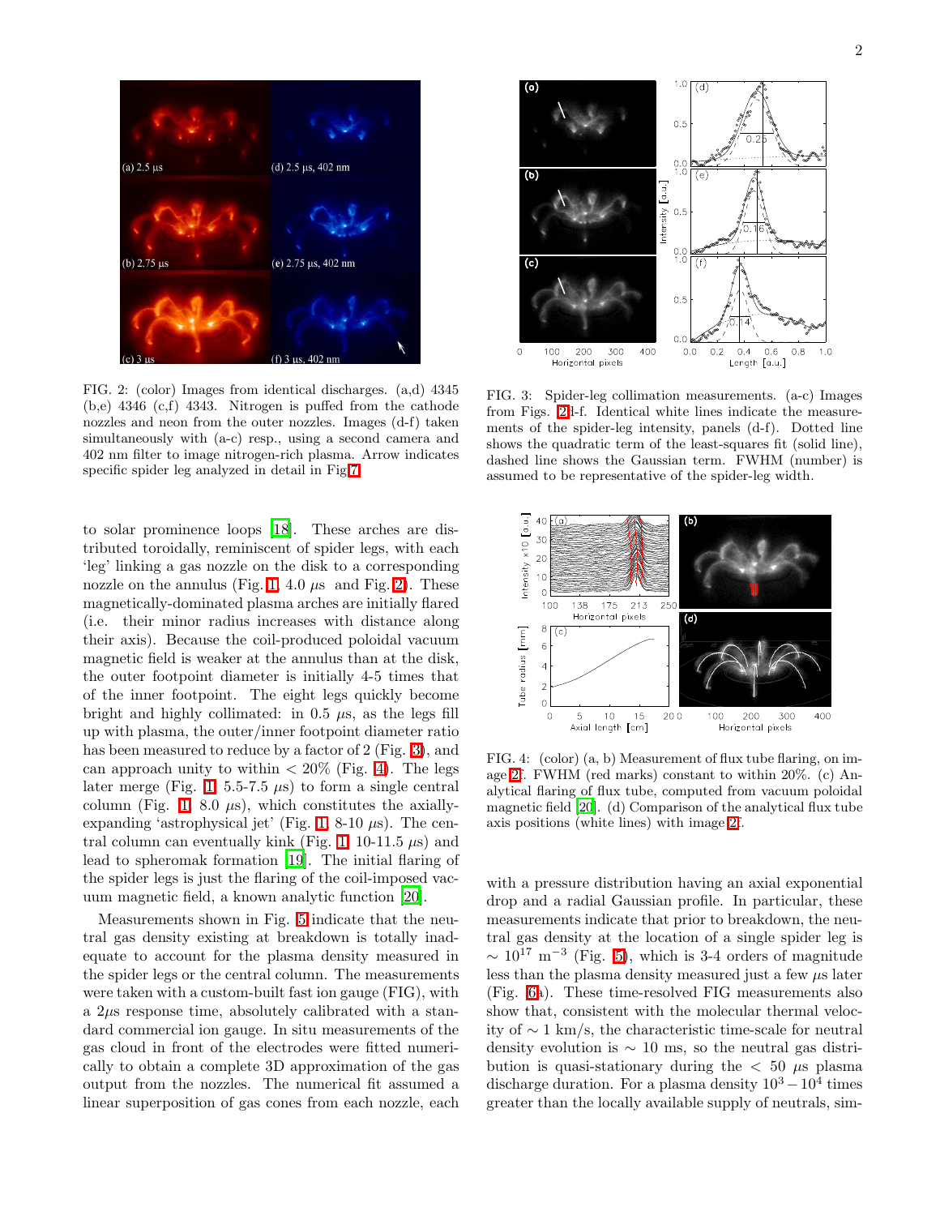FIG. 2: (color) Images from identical discharges. (a,d) 4345 (b,e) 4346 (c,f) 4343. Nitrogen is puffed from the cathode nozzles and neon from the outer nozzles. Images (d-f) taken simultaneously with (a-c) resp., using a second camera and 402 nm filter to image nitrogen-rich plasma. Arrow indicates specific spider leg analyzed in detail in Fig 7.

FIG. 3: Spider-leg collimation measurements. (a-c) Images from Figs. 2d-f. Identical white lines indicate the measurements of the spider-leg intensity, panels (d-f). Dotted line shows the quadratic term of the least-squares fit (solid line), dashed line shows the Gaussian term. FWHM (number) is assumed to be representative of the spider-leg width.

to solar prominence loops [18]. These arches are distributed toroidally, reminiscent of spider legs, with each 'leg' linking a gas nozzle on the disk to a corresponding nozzle on the annulus (Fig. 1, 4.0 $\mu$s and Fig. 2). These magnetically-dominated plasma arches are initially flared (i.e. their minor radius increases with distance along their axis). Because the coil-produced poloidal vacuum magnetic field is weaker at the annulus than at the disk, the outer footpoint diameter is initially 4-5 times that of the inner footpoint. The eight legs quickly become bright and highly collimated: in 0.5 $\mu$s, as the legs fill up with plasma, the outer/inner footpoint diameter ratio has been measured to reduce by a factor of 2 (Fig. 3), and can approach unity to within < 20% (Fig. 4). The legs later merge (Fig. 1 5.5-7.5 $\mu$s) to form a single central column (Fig. 1 8.0 $\mu$s), which constitutes the axially-expanding 'astrophysical jet' (Fig. 1 8-10 $\mu$s). The central column can eventually kink (Fig. 1 10-11.5 $\mu$s) and lead to spheromak formation [19]. The initial flaring of the spider legs is just the flaring of the coil-imposed vacuum magnetic field, a known analytic function [20].

Measurements shown in Fig. 5 indicate that the neutral gas density existing at breakdown is totally inadequate to account for the plasma density measured in the spider legs or the central column. The measurements were taken with a custom-built fast ion gauge (FIG), with a 2$\mu$s response time, absolutely calibrated with a standard commercial ion gauge. In situ measurements of the gas cloud in front of the electrodes were fitted numerically to obtain a complete 3D approximation of the gas output from the nozzles. The numerical fit assumed a linear superposition of gas cones from each nozzle, each

FIG. 4: (color) (a, b) Measurement of flux tube flaring, on image 2f. FWHM (red marks) constant to within 20%. (c) Analytical flaring of flux tube, computed from vacuum poloidal magnetic field [20]. (d) Comparison of the analytical flux tube axis positions (white lines) with image 2f.

with a pressure distribution having an axial exponential drop and a radial Gaussian profile. In particular, these measurements indicate that prior to breakdown, the neutral gas density at the location of a single spider leg is $\sim 10^{17}$ m$^{-3}$ (Fig. 5), which is 3-4 orders of magnitude less than the plasma density measured just a few $\mu$s later (Fig. 6a). These time-resolved FIG measurements also show that, consistent with the molecular thermal velocity of $\sim 1$ km/s, the characteristic time-scale for neutral density evolution is $\sim 10$ ms, so the neutral gas distribution is quasi-stationary during the $< 50$ $\mu$s plasma discharge duration. For a plasma density $10^3 - 10^4$ times greater than the locally available supply of neutrals, sim-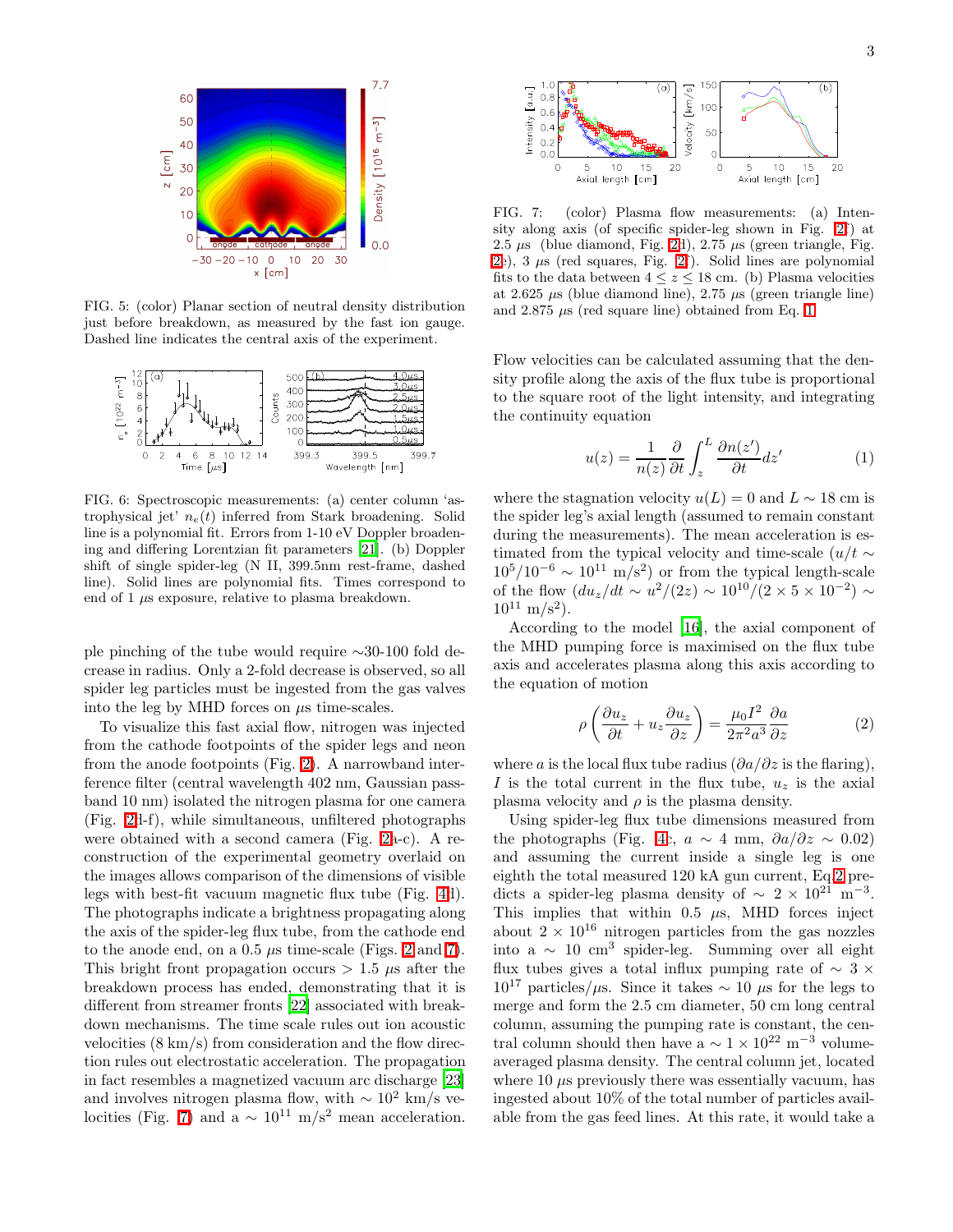FIG. 5: (color) Planar section of neutral density distribution just before breakdown, as measured by the fast ion gauge. Dashed line indicates the central axis of the experiment.

FIG. 6: Spectroscopic measurements: (a) center column 'astrophysical jet' $n_e(t)$ inferred from Stark broadening. Solid line is a polynomial fit. Errors from 1-10 eV Doppler broadening and differing Lorentzian fit parameters [21]. (b) Doppler shift of single spider-leg (N II, 399.5nm rest-frame, dashed line). Solid lines are polynomial fits. Times correspond to end of 1 $\mu$s exposure, relative to plasma breakdown.

ple pinching of the tube would require ∼30-100 fold decrease in radius. Only a 2-fold decrease is observed, so all spider leg particles must be ingested from the gas valves into the leg by MHD forces on $\mu$s time-scales.

To visualize this fast axial flow, nitrogen was injected from the cathode footpoints of the spider legs and neon from the anode footpoints (Fig. 2). A narrowband interference filter (central wavelength 402 nm, Gaussian passband 10 nm) isolated the nitrogen plasma for one camera (Fig. 2d-f), while simultaneous, unfiltered photographs were obtained with a second camera (Fig. 2a-c). A reconstruction of the experimental geometry overlaid on the images allows comparison of the dimensions of visible legs with best-fit vacuum magnetic flux tube (Fig. 4d). The photographs indicate a brightness propagating along the axis of the spider-leg flux tube, from the cathode end to the anode end, on a 0.5 $\mu$s time-scale (Figs. 2 and 7). This bright front propagation occurs > 1.5 $\mu$s after the breakdown process has ended, demonstrating that it is different from streamer fronts [22] associated with breakdown mechanisms. The time scale rules out ion acoustic velocities (8 km/s) from consideration and the flow direction rules out electrostatic acceleration. The propagation in fact resembles a magnetized vacuum arc discharge [23] and involves nitrogen plasma flow, with $\sim 10^2$ km/s velocities (Fig. 7) and a $\sim 10^{11}$ m/s$^2$ mean acceleration.

FIG. 7: (color) Plasma flow measurements: (a) Intensity along axis (of specific spider-leg shown in Fig. 2f) at 2.5 $\mu$s (blue diamond, Fig. 2d), 2.75 $\mu$s (green triangle, Fig. 2e), 3 $\mu$s (red squares, Fig. 2f). Solid lines are polynomial fits to the data between $4 \leq z \leq 18$ cm. (b) Plasma velocities at 2.625 $\mu$s (blue diamond line), 2.75 $\mu$s (green triangle line) and 2.875 $\mu$s (red square line) obtained from Eq. 1.

Flow velocities can be calculated assuming that the density profile along the axis of the flux tube is proportional to the square root of the light intensity, and integrating the continuity equation

$$u(z) = \frac{1}{n(z)} \frac{\partial}{\partial t} \int_z^L \frac{\partial n(z')}{\partial t} dz' \tag{1}$$

where the stagnation velocity $u(L) = 0$ and $L \sim 18$ cm is the spider leg's axial length (assumed to remain constant during the measurements). The mean acceleration is estimated from the typical velocity and time-scale ($u/t \sim 10^5/10^{-6} \sim 10^{11}$ m/s$^2$) or from the typical length-scale of the flow ($du_z/dt \sim u^2/(2z) \sim 10^{10}/(2 \times 5 \times 10^{-2}) \sim 10^{11}$ m/s$^2$).

According to the model [16], the axial component of the MHD pumping force is maximised on the flux tube axis and accelerates plasma along this axis according to the equation of motion

$$\rho \left( \frac{\partial u_z}{\partial t} + u_z \frac{\partial u_z}{\partial z} \right) = \frac{\mu_0 I^2}{2\pi^2 a^3} \frac{\partial a}{\partial z} \tag{2}$$

where $a$ is the local flux tube radius ($\partial a/\partial z$ is the flaring), $I$ is the total current in the flux tube, $u_z$ is the axial plasma velocity and $\rho$ is the plasma density.

Using spider-leg flux tube dimensions measured from the photographs (Fig. 4c, $a \sim 4$ mm, $\partial a/\partial z \sim 0.02$) and assuming the current inside a single leg is one eighth the total measured 120 kA gun current, Eq.2 predicts a spider-leg plasma density of $\sim 2 \times 10^{21}$ m$^{-3}$. This implies that within 0.5 $\mu$s, MHD forces inject about $2 \times 10^{16}$ nitrogen particles from the gas nozzles into a $\sim 10$ cm$^3$ spider-leg. Summing over all eight flux tubes gives a total influx pumping rate of $\sim 3 \times 10^{17}$ particles/$\mu$s. Since it takes $\sim 10$ $\mu$s for the legs to merge and form the 2.5 cm diameter, 50 cm long central column, assuming the pumping rate is constant, the central column should then have a $\sim 1 \times 10^{22}$ m$^{-3}$ volume-averaged plasma density. The central column jet, located where 10 $\mu$s previously there was essentially vacuum, has ingested about 10% of the total number of particles available from the gas feed lines. At this rate, it would take a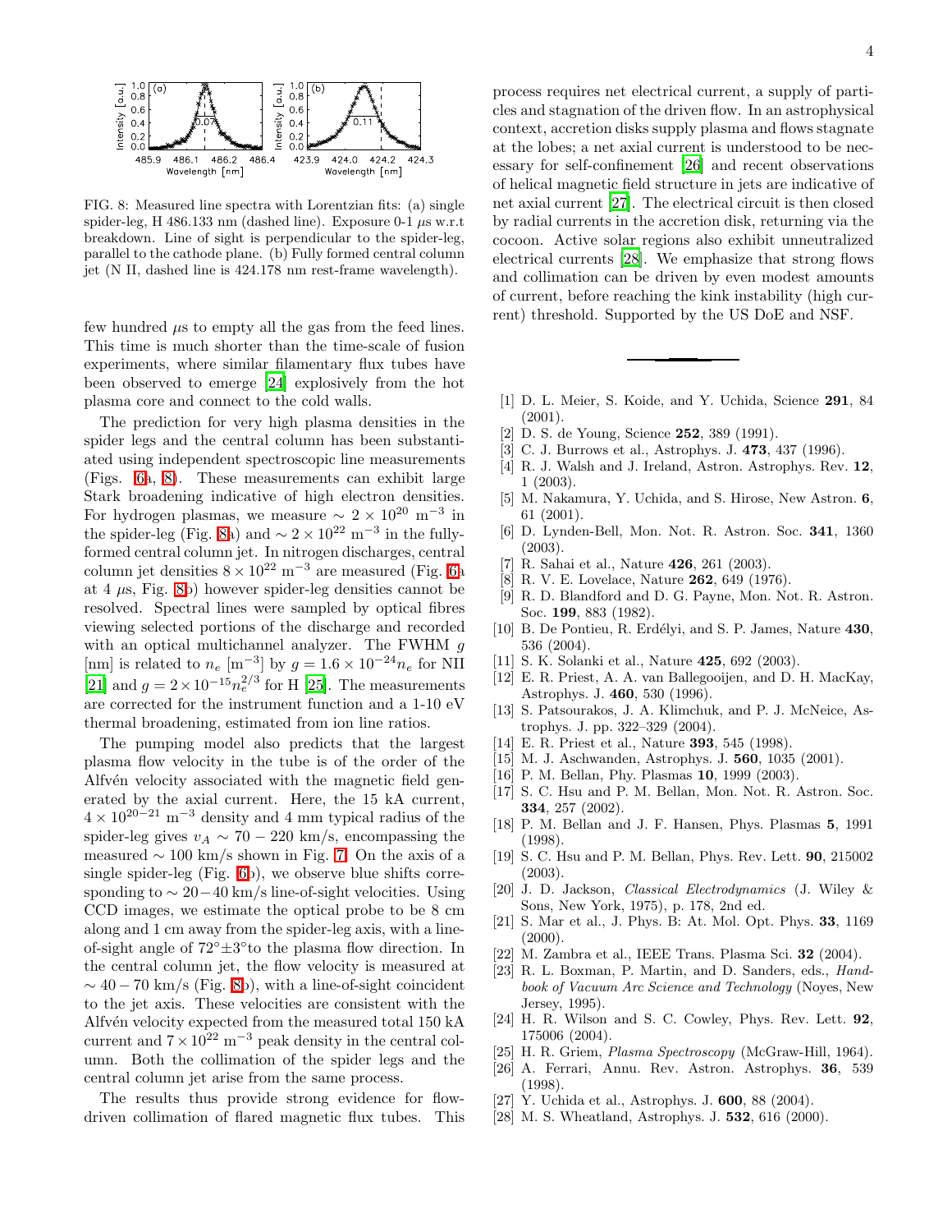Intensity [a.u.]
1.0
0.8
0.6
0.4
0.2
0.0
(a)
0.07
485.9 486.1 486.2 486.4
Wavelength [nm]

Intensity [a.u.]
1.0
0.8
0.6
0.4
0.2
0.0
(b)
0.11
423.9 424.0 424.2 424.3
Wavelength [nm]

FIG. 8: Measured line spectra with Lorentzian fits: (a) single spider-leg, H 486.133 nm (dashed line). Exposure 0-1 $\mu$s w.r.t breakdown. Line of sight is perpendicular to the spider-leg, parallel to the cathode plane. (b) Fully formed central column jet (N II, dashed line is 424.178 nm rest-frame wavelength).

few hundred $\mu$s to empty all the gas from the feed lines. This time is much shorter than the time-scale of fusion experiments, where similar filamentary flux tubes have been observed to emerge [24] explosively from the hot plasma core and connect to the cold walls.

The prediction for very high plasma densities in the spider legs and the central column has been substantiated using independent spectroscopic line measurements (Figs. 6a, 8). These measurements can exhibit large Stark broadening indicative of high electron densities. For hydrogen plasmas, we measure $\sim 2\times10^{20}$ m$^{-3}$ in the spider-leg (Fig. 8a) and $\sim 2\times10^{22}$ m$^{-3}$ in the fully-formed central column jet. In nitrogen discharges, central column jet densities $8\times10^{22}$ m$^{-3}$ are measured (Fig. 6a at 4 $\mu$s, Fig. 8b) however spider-leg densities cannot be resolved. Spectral lines were sampled by optical fibres viewing selected portions of the discharge and recorded with an optical multichannel analyzer. The FWHM $g$ [nm] is related to $n_e$ [m$^{-3}$] by $g = 1.6\times10^{-24} n_e$ for NII [21] and $g = 2\times10^{-15} n_e^{2/3}$ for H [25]. The measurements are corrected for the instrument function and a 1-10 eV thermal broadening, estimated from ion line ratios.

The pumping model also predicts that the largest plasma flow velocity in the tube is of the order of the Alfvén velocity associated with the magnetic field generated by the axial current. Here, the 15 kA current, $4\times10^{20-21}$ m$^{-3}$ density and 4 mm typical radius of the spider-leg gives $v_A \sim 70-220$ km/s, encompassing the measured $\sim 100$ km/s shown in Fig. 7. On the axis of a single spider-leg (Fig. 6b), we observe blue shifts corresponding to $\sim 20-40$ km/s line-of-sight velocities. Using CCD images, we estimate the optical probe to be 8 cm along and 1 cm away from the spider-leg axis, with a line-of-sight angle of $72°\pm3°$ to the plasma flow direction. In the central column jet, the flow velocity is measured at $\sim 40-70$ km/s (Fig. 8b), with a line-of-sight coincident to the jet axis. These velocities are consistent with the Alfvén velocity expected from the measured total 150 kA current and $7\times10^{22}$ m$^{-3}$ peak density in the central column. Both the collimation of the spider legs and the central column jet arise from the same process.

The results thus provide strong evidence for flow-driven collimation of flared magnetic flux tubes. This process requires net electrical current, a supply of particles and stagnation of the driven flow. In an astrophysical context, accretion disks supply plasma and flows stagnate at the lobes; a net axial current is understood to be necessary for self-confinement [26] and recent observations of helical magnetic field structure in jets are indicative of net axial current [27]. The electrical circuit is then closed by radial currents in the accretion disk, returning via the cocoon. Active solar regions also exhibit unneutralized electrical currents [28]. We emphasize that strong flows and collimation can be driven by even modest amounts of current, before reaching the kink instability (high current) threshold. Supported by the US DoE and NSF.

---

[1] D. L. Meier, S. Koide, and Y. Uchida, Science **291**, 84 (2001).
[2] D. S. de Young, Science **252**, 389 (1991).
[3] C. J. Burrows et al., Astrophys. J. **473**, 437 (1996).
[4] R. J. Walsh and J. Ireland, Astron. Astrophys. Rev. **12**, 1 (2003).
[5] M. Nakamura, Y. Uchida, and S. Hirose, New Astron. **6**, 61 (2001).
[6] D. Lynden-Bell, Mon. Not. R. Astron. Soc. **341**, 1360 (2003).
[7] R. Sahai et al., Nature **426**, 261 (2003).
[8] R. V. E. Lovelace, Nature **262**, 649 (1976).
[9] R. D. Blandford and D. G. Payne, Mon. Not. R. Astron. Soc. **199**, 883 (1982).
[10] B. De Pontieu, R. Erdélyi, and S. P. James, Nature **430**, 536 (2004).
[11] S. K. Solanki et al., Nature **425**, 692 (2003).
[12] E. R. Priest, A. A. van Ballegooijen, and D. H. MacKay, Astrophys. J. **460**, 530 (1996).
[13] S. Patsourakos, J. A. Klimchuk, and P. J. McNeice, Astrophys. J. pp. 322–329 (2004).
[14] E. R. Priest et al., Nature **393**, 545 (1998).
[15] M. J. Aschwanden, Astrophys. J. **560**, 1035 (2001).
[16] P. M. Bellan, Phy. Plasmas **10**, 1999 (2003).
[17] S. C. Hsu and P. M. Bellan, Mon. Not. R. Astron. Soc. **334**, 257 (2002).
[18] P. M. Bellan and J. F. Hansen, Phys. Plasmas **5**, 1991 (1998).
[19] S. C. Hsu and P. M. Bellan, Phys. Rev. Lett. **90**, 215002 (2003).
[20] J. D. Jackson, *Classical Electrodynamics* (J. Wiley & Sons, New York, 1975), p. 178, 2nd ed.
[21] S. Mar et al., J. Phys. B: At. Mol. Opt. Phys. **33**, 1169 (2000).
[22] M. Zambra et al., IEEE Trans. Plasma Sci. **32** (2004).
[23] R. L. Boxman, P. Martin, and D. Sanders, eds., *Handbook of Vacuum Arc Science and Technology* (Noyes, New Jersey, 1995).
[24] H. R. Wilson and S. C. Cowley, Phys. Rev. Lett. **92**, 175006 (2004).
[25] H. R. Griem, *Plasma Spectroscopy* (McGraw-Hill, 1964).
[26] A. Ferrari, Annu. Rev. Astron. Astrophys. **36**, 539 (1998).
[27] Y. Uchida et al., Astrophys. J. **600**, 88 (2004).
[28] M. S. Wheatland, Astrophys. J. **532**, 616 (2000).